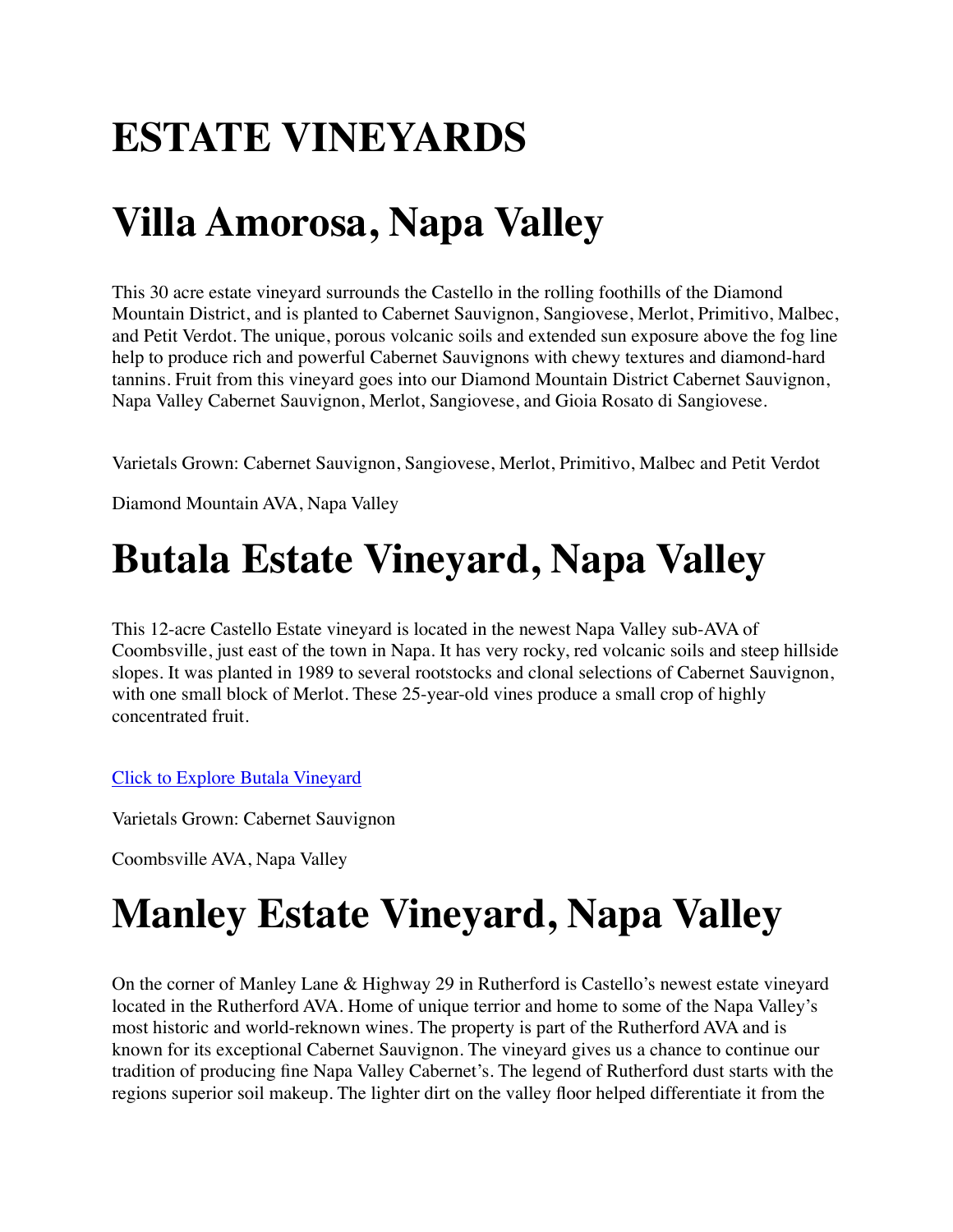# ESTATE VINEYARDS

# Villa Amorosa, Napa Valley

This 30 acre estate vineyard surrounds the Castello in the rolling foothills of the Diamond Mountain District, and is planted to Cabernet Sauvignon, Sangiovese, Merlot, Primitivo, Malbec, and Petit Verdot. The unique, porous volcanic soils and extended sun exposure above the fog line help to produce rich and powerful Cabernet Sauvignons with chewy textures and diamond-hard tannins. Fruit from this vineyard goes into our Diamond Mountain District Cabernet Sauvignon, Napa Valley Cabernet Sauvignon, Merlot, Sangiovese, and Gioia Rosato di Sangiovese.

Varietals Grown: Cabernet Sauvignon, Sangiovese, Merlot, Primitivo, Malbec and Petit Verdot

Diamond Mountain AVA, Napa Valley

# Butala Estate Vineyard, Napa Valley

This 12-acre Castello Estate vineyard is located in the newest Napa Valley sub-AVA of Coombsville, just east of the town in Napa. It has very rocky, red volcanic soils and steep hillside slopes. It was planted in 1989 to several rootstocks and clonal selections of Cabernet Sauvignon, with one small block of Merlot. These 25-year-old vines produce a small crop of highly concentrated fruit.

Click to Explore Butala Vineyard

Varietals Grown: Cabernet Sauvignon

Coombsville AVA, Napa Valley

# Manley Estate Vineyard, Napa Valley

On the corner of Manley Lane & Highway 29 in Rutherford is Castello's newest estate vineyard located in the Rutherford AVA. Home of unique terrior and home to some of the Napa Valley's most historic and world-reknown wines. The property is part of the Rutherford AVA and is known for its exceptional Cabernet Sauvignon. The vineyard gives us a chance to continue our tradition of producing fine Napa Valley Cabernet's. The legend of Rutherford dust starts with the regions superior soil makeup. The lighter dirt on the valley floor helped differentiate it from the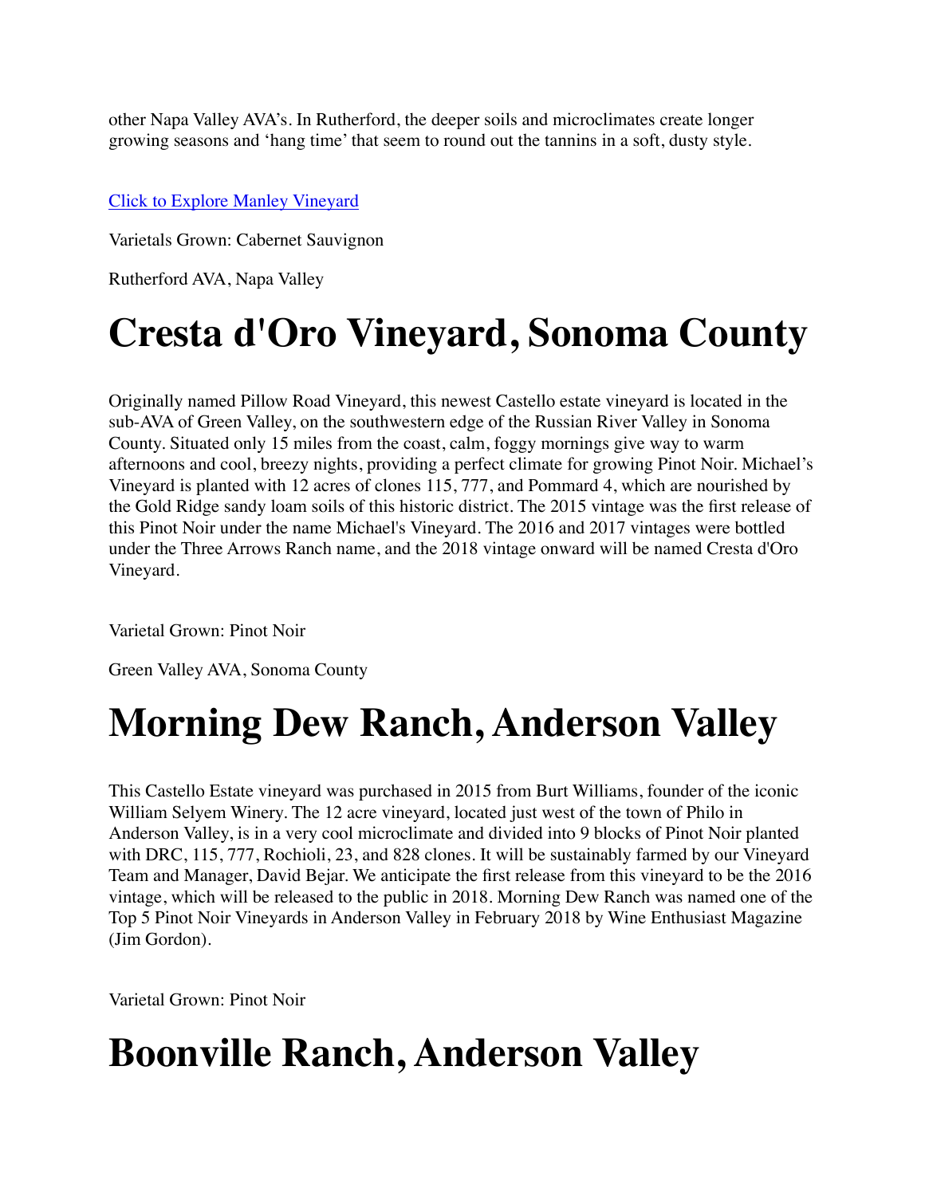other Napa Valley AVA's. In Rutherford, the deeper soils and microclimates create longer growing seasons and 'hang time' that seem to round out the tannins in a soft, dusty style.

[Click to Explore Manley Vineyard]

Varietals Grown: Cabernet Sauvignon

Rutherford AVA, Napa Valley

# Cresta d'Oro Vineyard, Sonoma County

Originally named Pillow Road Vineyard, this newest Castello estate vineyard is located in the sub-AVA of Green Valley, on the southwestern edge of the Russian River Valley in Sonoma County. Situated only 15 miles from the coast, calm, foggy mornings give way to warm afternoons and cool, breezy nights, providing a perfect climate for growing Pinot Noir. Michael's Vineyard is planted with 12 acres of clones 115, 777, and Pommard 4, which are nourished by the Gold Ridge sandy loam soils of this historic district. The 2015 vintage was the first release of this Pinot Noir under the name Michael's Vineyard. The 2016 and 2017 vintages were bottled under the Three Arrows Ranch name, and the 2018 vintage onward will be named Cresta d'Oro Vineyard.

Varietal Grown: Pinot Noir

Green Valley AVA, Sonoma County

# Morning Dew Ranch, Anderson Valley

This Castello Estate vineyard was purchased in 2015 from Burt Williams, founder of the iconic William Selyem Winery. The 12 acre vineyard, located just west of the town of Philo in Anderson Valley, is in a very cool microclimate and divided into 9 blocks of Pinot Noir planted with DRC, 115, 777, Rochioli, 23, and 828 clones. It will be sustainably farmed by our Vineyard Team and Manager, David Bejar. We anticipate the first release from this vineyard to be the 2016 vintage, which will be released to the public in 2018. Morning Dew Ranch was named one of the Top 5 Pinot Noir Vineyards in Anderson Valley in February 2018 by Wine Enthusiast Magazine (Jim Gordon).

Varietal Grown: Pinot Noir

# Boonville Ranch, Anderson Valley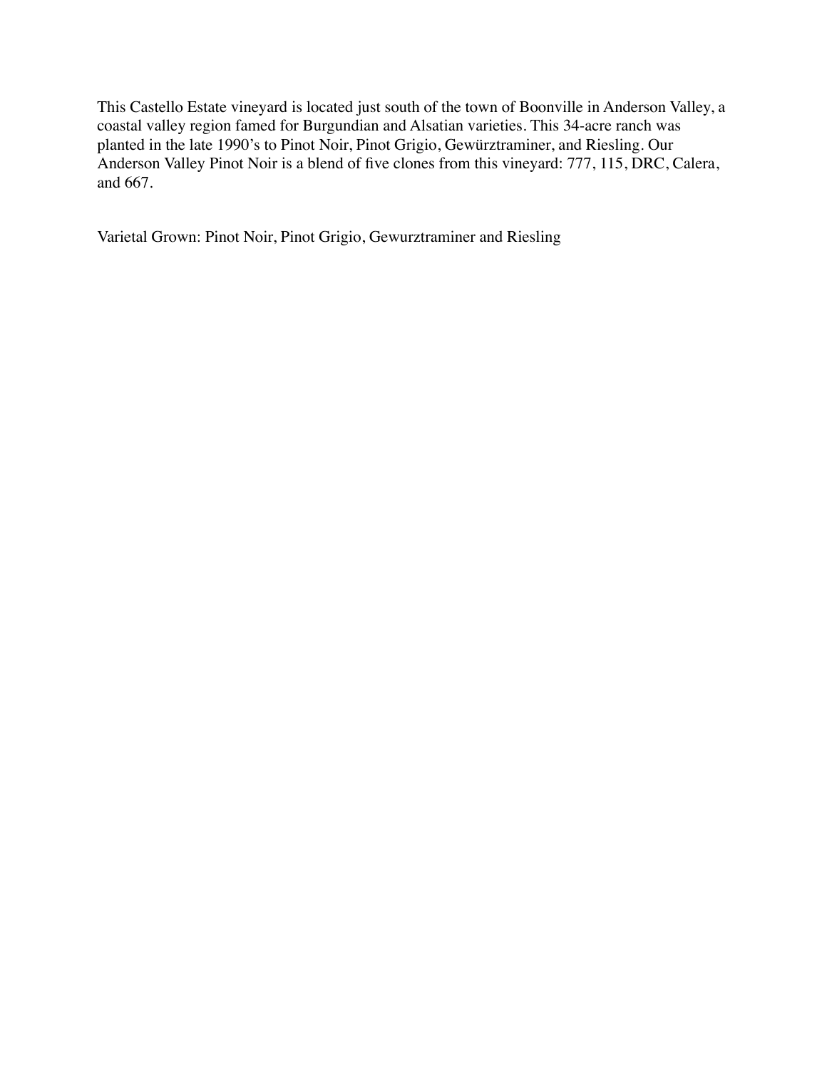This Castello Estate vineyard is located just south of the town of Boonville in Anderson Valley, a coastal valley region famed for Burgundian and Alsatian varieties. This 34-acre ranch was planted in the late 1990's to Pinot Noir, Pinot Grigio, Gewürztraminer, and Riesling. Our Anderson Valley Pinot Noir is a blend of five clones from this vineyard: 777, 115, DRC, Calera, and 667.

Varietal Grown: Pinot Noir, Pinot Grigio, Gewurztraminer and Riesling